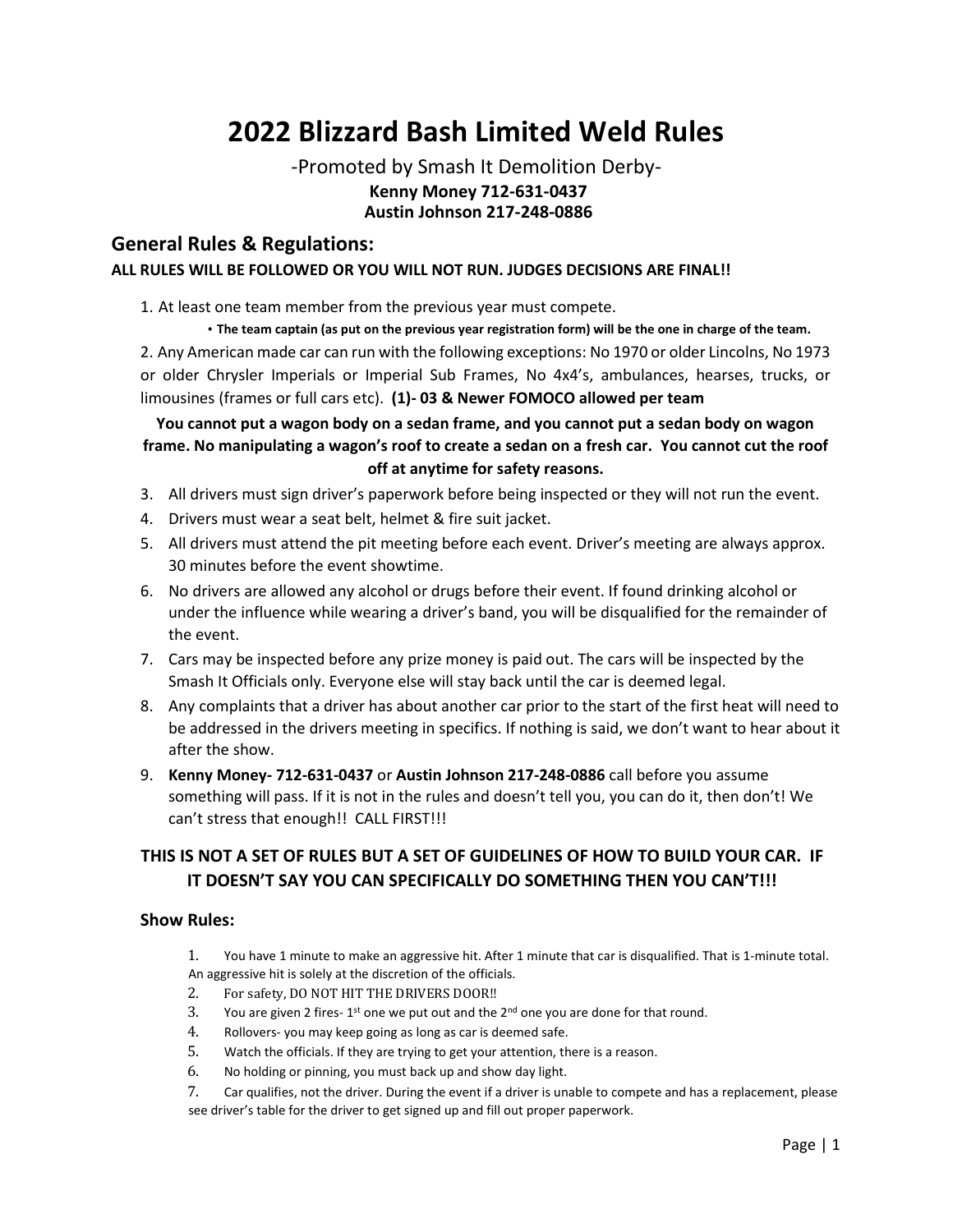# 2022 Blizzard Bash Limited Weld Rules

-Promoted by Smash It Demolition Derby-

**Kenny Money 712-631-0437**
**Austin Johnson 217-248-0886**

## General Rules & Regulations:

**ALL RULES WILL BE FOLLOWED OR YOU WILL NOT RUN. JUDGES DECISIONS ARE FINAL!!**

1. At least one team member from the previous year must compete.
   - **The team captain (as put on the previous year registration form) will be the one in charge of the team.**
2. Any American made car can run with the following exceptions: No 1970 or older Lincolns, No 1973 or older Chrysler Imperials or Imperial Sub Frames, No 4x4's, ambulances, hearses, trucks, or limousines (frames or full cars etc). **(1)- 03 & Newer FOMOCO allowed per team**

**You cannot put a wagon body on a sedan frame, and you cannot put a sedan body on wagon frame. No manipulating a wagon's roof to create a sedan on a fresh car. You cannot cut the roof off at anytime for safety reasons.**

3. All drivers must sign driver's paperwork before being inspected or they will not run the event.
4. Drivers must wear a seat belt, helmet & fire suit jacket.
5. All drivers must attend the pit meeting before each event. Driver's meeting are always approx. 30 minutes before the event showtime.
6. No drivers are allowed any alcohol or drugs before their event. If found drinking alcohol or under the influence while wearing a driver's band, you will be disqualified for the remainder of the event.
7. Cars may be inspected before any prize money is paid out. The cars will be inspected by the Smash It Officials only. Everyone else will stay back until the car is deemed legal.
8. Any complaints that a driver has about another car prior to the start of the first heat will need to be addressed in the drivers meeting in specifics. If nothing is said, we don't want to hear about it after the show.
9. **Kenny Money- 712-631-0437** or **Austin Johnson 217-248-0886** call before you assume something will pass. If it is not in the rules and doesn't tell you, you can do it, then don't! We can't stress that enough!! CALL FIRST!!!

### THIS IS NOT A SET OF RULES BUT A SET OF GUIDELINES OF HOW TO BUILD YOUR CAR. IF IT DOESN'T SAY YOU CAN SPECIFICALLY DO SOMETHING THEN YOU CAN'T!!!

### Show Rules:

1. You have 1 minute to make an aggressive hit. After 1 minute that car is disqualified. That is 1-minute total. An aggressive hit is solely at the discretion of the officials.
2. For safety, DO NOT HIT THE DRIVERS DOOR!!
3. You are given 2 fires- 1st one we put out and the 2nd one you are done for that round.
4. Rollovers- you may keep going as long as car is deemed safe.
5. Watch the officials. If they are trying to get your attention, there is a reason.
6. No holding or pinning, you must back up and show day light.
7. Car qualifies, not the driver. During the event if a driver is unable to compete and has a replacement, please see driver's table for the driver to get signed up and fill out proper paperwork.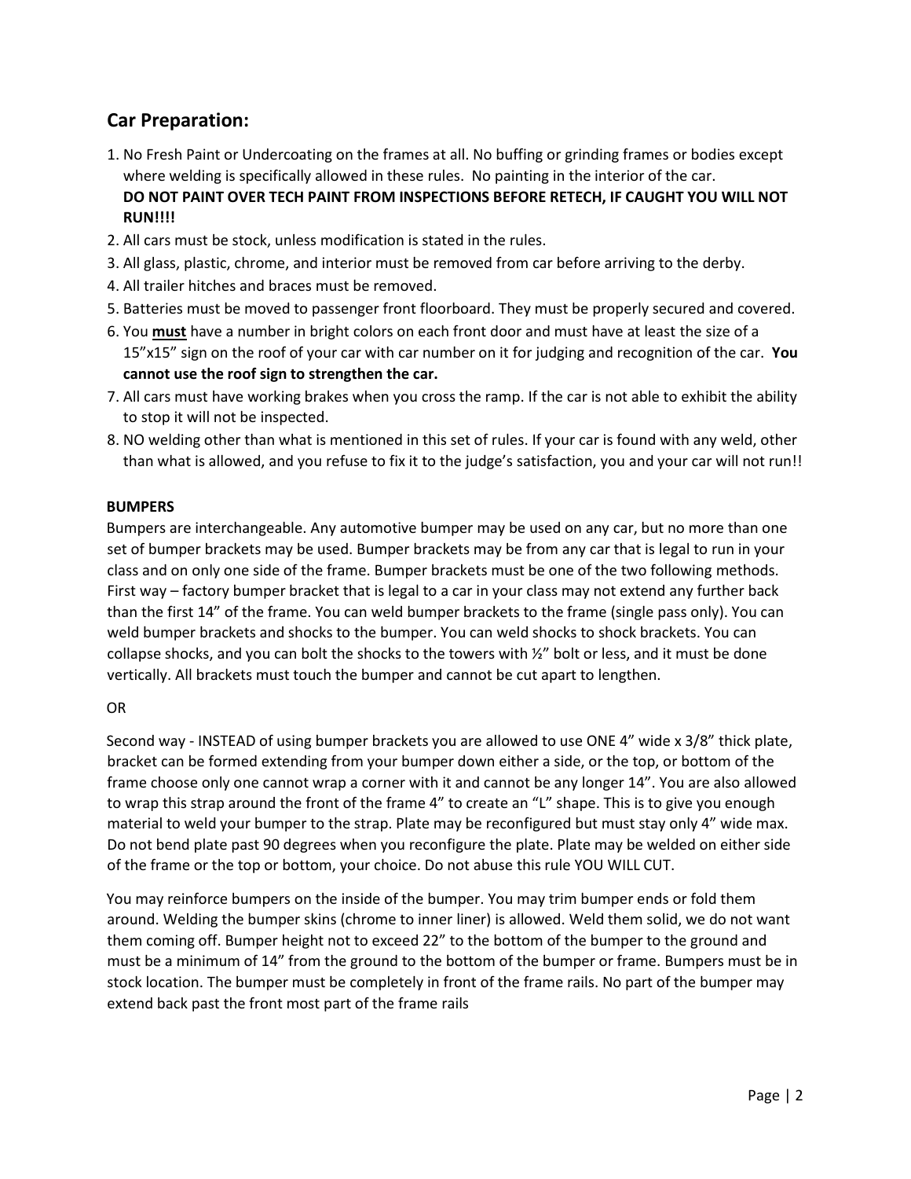## Car Preparation:

1. No Fresh Paint or Undercoating on the frames at all. No buffing or grinding frames or bodies except where welding is specifically allowed in these rules. No painting in the interior of the car. **DO NOT PAINT OVER TECH PAINT FROM INSPECTIONS BEFORE RETECH, IF CAUGHT YOU WILL NOT RUN!!!!**
2. All cars must be stock, unless modification is stated in the rules.
3. All glass, plastic, chrome, and interior must be removed from car before arriving to the derby.
4. All trailer hitches and braces must be removed.
5. Batteries must be moved to passenger front floorboard. They must be properly secured and covered.
6. You <u>**must**</u> have a number in bright colors on each front door and must have at least the size of a 15"x15" sign on the roof of your car with car number on it for judging and recognition of the car. **You cannot use the roof sign to strengthen the car.**
7. All cars must have working brakes when you cross the ramp. If the car is not able to exhibit the ability to stop it will not be inspected.
8. NO welding other than what is mentioned in this set of rules. If your car is found with any weld, other than what is allowed, and you refuse to fix it to the judge's satisfaction, you and your car will not run!!

**BUMPERS**

Bumpers are interchangeable. Any automotive bumper may be used on any car, but no more than one set of bumper brackets may be used. Bumper brackets may be from any car that is legal to run in your class and on only one side of the frame. Bumper brackets must be one of the two following methods. First way – factory bumper bracket that is legal to a car in your class may not extend any further back than the first 14" of the frame. You can weld bumper brackets to the frame (single pass only). You can weld bumper brackets and shocks to the bumper. You can weld shocks to shock brackets. You can collapse shocks, and you can bolt the shocks to the towers with ½" bolt or less, and it must be done vertically. All brackets must touch the bumper and cannot be cut apart to lengthen.

OR

Second way - INSTEAD of using bumper brackets you are allowed to use ONE 4" wide x 3/8" thick plate, bracket can be formed extending from your bumper down either a side, or the top, or bottom of the frame choose only one cannot wrap a corner with it and cannot be any longer 14". You are also allowed to wrap this strap around the front of the frame 4" to create an "L" shape. This is to give you enough material to weld your bumper to the strap. Plate may be reconfigured but must stay only 4" wide max. Do not bend plate past 90 degrees when you reconfigure the plate. Plate may be welded on either side of the frame or the top or bottom, your choice. Do not abuse this rule YOU WILL CUT.

You may reinforce bumpers on the inside of the bumper. You may trim bumper ends or fold them around. Welding the bumper skins (chrome to inner liner) is allowed. Weld them solid, we do not want them coming off. Bumper height not to exceed 22" to the bottom of the bumper to the ground and must be a minimum of 14" from the ground to the bottom of the bumper or frame. Bumpers must be in stock location. The bumper must be completely in front of the frame rails. No part of the bumper may extend back past the front most part of the frame rails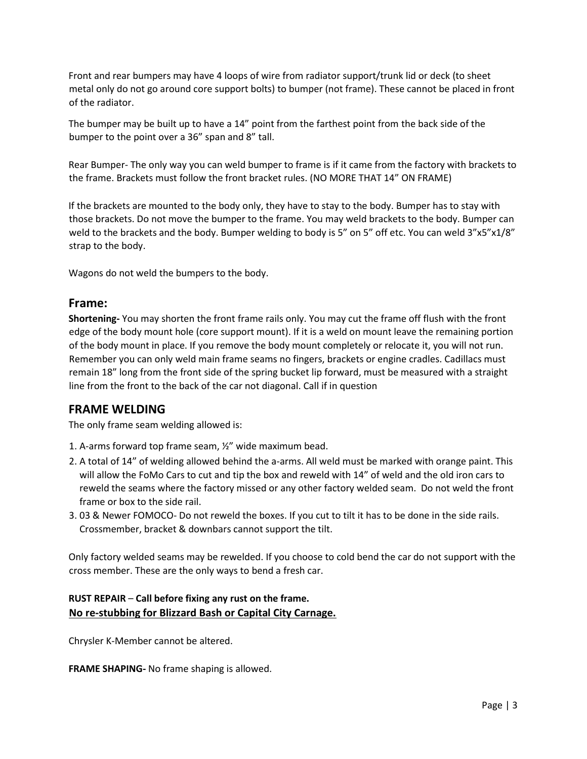Front and rear bumpers may have 4 loops of wire from radiator support/trunk lid or deck (to sheet metal only do not go around core support bolts) to bumper (not frame). These cannot be placed in front of the radiator.

The bumper may be built up to have a 14" point from the farthest point from the back side of the bumper to the point over a 36" span and 8" tall.

Rear Bumper- The only way you can weld bumper to frame is if it came from the factory with brackets to the frame. Brackets must follow the front bracket rules. (NO MORE THAT 14" ON FRAME)

If the brackets are mounted to the body only, they have to stay to the body. Bumper has to stay with those brackets. Do not move the bumper to the frame. You may weld brackets to the body. Bumper can weld to the brackets and the body. Bumper welding to body is 5" on 5" off etc. You can weld 3"x5"x1/8" strap to the body.

Wagons do not weld the bumpers to the body.

## Frame:

**Shortening-** You may shorten the front frame rails only. You may cut the frame off flush with the front edge of the body mount hole (core support mount). If it is a weld on mount leave the remaining portion of the body mount in place. If you remove the body mount completely or relocate it, you will not run. Remember you can only weld main frame seams no fingers, brackets or engine cradles. Cadillacs must remain 18" long from the front side of the spring bucket lip forward, must be measured with a straight line from the front to the back of the car not diagonal. Call if in question

## FRAME WELDING

The only frame seam welding allowed is:

1. A-arms forward top frame seam, ½" wide maximum bead.
2. A total of 14" of welding allowed behind the a-arms. All weld must be marked with orange paint. This will allow the FoMo Cars to cut and tip the box and reweld with 14" of weld and the old iron cars to reweld the seams where the factory missed or any other factory welded seam. Do not weld the front frame or box to the side rail.
3. 03 & Newer FOMOCO- Do not reweld the boxes. If you cut to tilt it has to be done in the side rails. Crossmember, bracket & downbars cannot support the tilt.

Only factory welded seams may be rewelded. If you choose to cold bend the car do not support with the cross member. These are the only ways to bend a fresh car.

**RUST REPAIR – Call before fixing any rust on the frame.**
**<u>No re-stubbing for Blizzard Bash or Capital City Carnage.</u>**

Chrysler K-Member cannot be altered.

**FRAME SHAPING-** No frame shaping is allowed.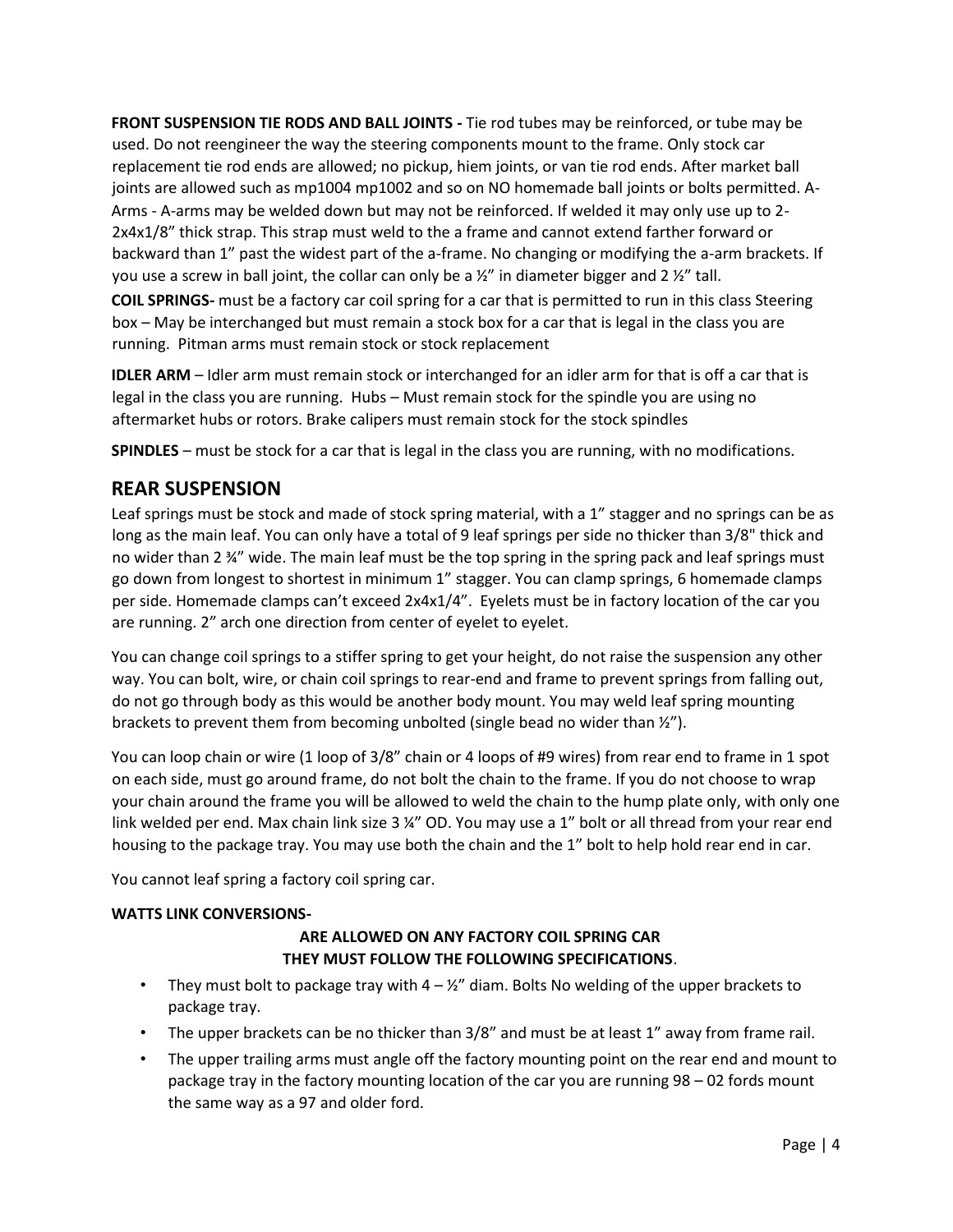**FRONT SUSPENSION TIE RODS AND BALL JOINTS -** Tie rod tubes may be reinforced, or tube may be used. Do not reengineer the way the steering components mount to the frame. Only stock car replacement tie rod ends are allowed; no pickup, hiem joints, or van tie rod ends. After market ball joints are allowed such as mp1004 mp1002 and so on NO homemade ball joints or bolts permitted. A-Arms - A-arms may be welded down but may not be reinforced. If welded it may only use up to 2-2x4x1/8" thick strap. This strap must weld to the a frame and cannot extend farther forward or backward than 1" past the widest part of the a-frame. No changing or modifying the a-arm brackets. If you use a screw in ball joint, the collar can only be a ½" in diameter bigger and 2 ½" tall.

**COIL SPRINGS-** must be a factory car coil spring for a car that is permitted to run in this class Steering box – May be interchanged but must remain a stock box for a car that is legal in the class you are running. Pitman arms must remain stock or stock replacement

**IDLER ARM** – Idler arm must remain stock or interchanged for an idler arm for that is off a car that is legal in the class you are running. Hubs – Must remain stock for the spindle you are using no aftermarket hubs or rotors. Brake calipers must remain stock for the stock spindles

**SPINDLES** – must be stock for a car that is legal in the class you are running, with no modifications.

## REAR SUSPENSION

Leaf springs must be stock and made of stock spring material, with a 1" stagger and no springs can be as long as the main leaf. You can only have a total of 9 leaf springs per side no thicker than 3/8" thick and no wider than 2 ¾" wide. The main leaf must be the top spring in the spring pack and leaf springs must go down from longest to shortest in minimum 1" stagger. You can clamp springs, 6 homemade clamps per side. Homemade clamps can't exceed 2x4x1/4". Eyelets must be in factory location of the car you are running. 2" arch one direction from center of eyelet to eyelet.

You can change coil springs to a stiffer spring to get your height, do not raise the suspension any other way. You can bolt, wire, or chain coil springs to rear-end and frame to prevent springs from falling out, do not go through body as this would be another body mount. You may weld leaf spring mounting brackets to prevent them from becoming unbolted (single bead no wider than ½").

You can loop chain or wire (1 loop of 3/8" chain or 4 loops of #9 wires) from rear end to frame in 1 spot on each side, must go around frame, do not bolt the chain to the frame. If you do not choose to wrap your chain around the frame you will be allowed to weld the chain to the hump plate only, with only one link welded per end. Max chain link size 3 ¼" OD. You may use a 1" bolt or all thread from your rear end housing to the package tray. You may use both the chain and the 1" bolt to help hold rear end in car.

You cannot leaf spring a factory coil spring car.

**WATTS LINK CONVERSIONS-**

**ARE ALLOWED ON ANY FACTORY COIL SPRING CAR**
**THEY MUST FOLLOW THE FOLLOWING SPECIFICATIONS**.

- They must bolt to package tray with 4 – ½" diam. Bolts No welding of the upper brackets to package tray.
- The upper brackets can be no thicker than 3/8" and must be at least 1" away from frame rail.
- The upper trailing arms must angle off the factory mounting point on the rear end and mount to package tray in the factory mounting location of the car you are running 98 – 02 fords mount the same way as a 97 and older ford.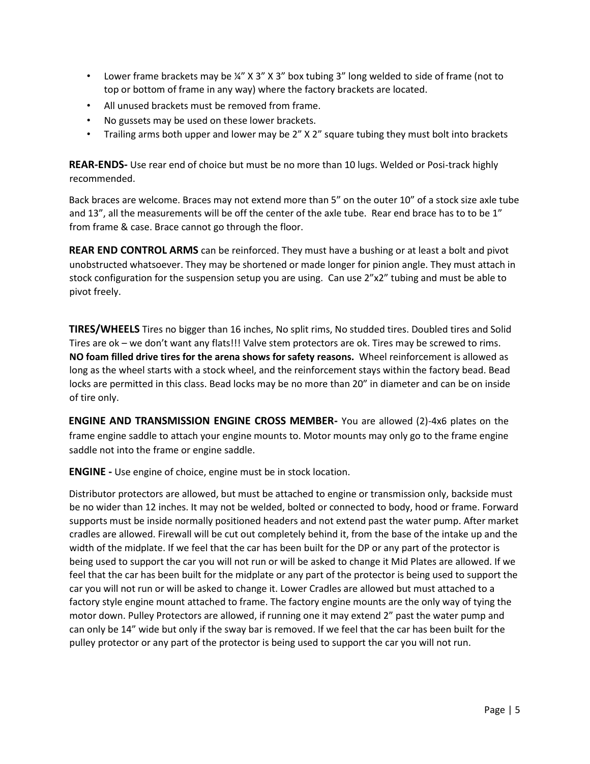- Lower frame brackets may be ¼" X 3" X 3" box tubing 3" long welded to side of frame (not to top or bottom of frame in any way) where the factory brackets are located.
- All unused brackets must be removed from frame.
- No gussets may be used on these lower brackets.
- Trailing arms both upper and lower may be 2" X 2" square tubing they must bolt into brackets

**REAR-ENDS-** Use rear end of choice but must be no more than 10 lugs. Welded or Posi-track highly recommended.

Back braces are welcome. Braces may not extend more than 5" on the outer 10" of a stock size axle tube and 13", all the measurements will be off the center of the axle tube. Rear end brace has to to be 1" from frame & case. Brace cannot go through the floor.

**REAR END CONTROL ARMS** can be reinforced. They must have a bushing or at least a bolt and pivot unobstructed whatsoever. They may be shortened or made longer for pinion angle. They must attach in stock configuration for the suspension setup you are using. Can use 2"x2" tubing and must be able to pivot freely.

**TIRES/WHEELS** Tires no bigger than 16 inches, No split rims, No studded tires. Doubled tires and Solid Tires are ok – we don't want any flats!!! Valve stem protectors are ok. Tires may be screwed to rims. **NO foam filled drive tires for the arena shows for safety reasons.** Wheel reinforcement is allowed as long as the wheel starts with a stock wheel, and the reinforcement stays within the factory bead. Bead locks are permitted in this class. Bead locks may be no more than 20" in diameter and can be on inside of tire only.

**ENGINE AND TRANSMISSION ENGINE CROSS MEMBER-** You are allowed (2)-4x6 plates on the frame engine saddle to attach your engine mounts to. Motor mounts may only go to the frame engine saddle not into the frame or engine saddle.

**ENGINE -** Use engine of choice, engine must be in stock location.

Distributor protectors are allowed, but must be attached to engine or transmission only, backside must be no wider than 12 inches. It may not be welded, bolted or connected to body, hood or frame. Forward supports must be inside normally positioned headers and not extend past the water pump. After market cradles are allowed. Firewall will be cut out completely behind it, from the base of the intake up and the width of the midplate. If we feel that the car has been built for the DP or any part of the protector is being used to support the car you will not run or will be asked to change it Mid Plates are allowed. If we feel that the car has been built for the midplate or any part of the protector is being used to support the car you will not run or will be asked to change it. Lower Cradles are allowed but must attached to a factory style engine mount attached to frame. The factory engine mounts are the only way of tying the motor down. Pulley Protectors are allowed, if running one it may extend 2" past the water pump and can only be 14" wide but only if the sway bar is removed. If we feel that the car has been built for the pulley protector or any part of the protector is being used to support the car you will not run.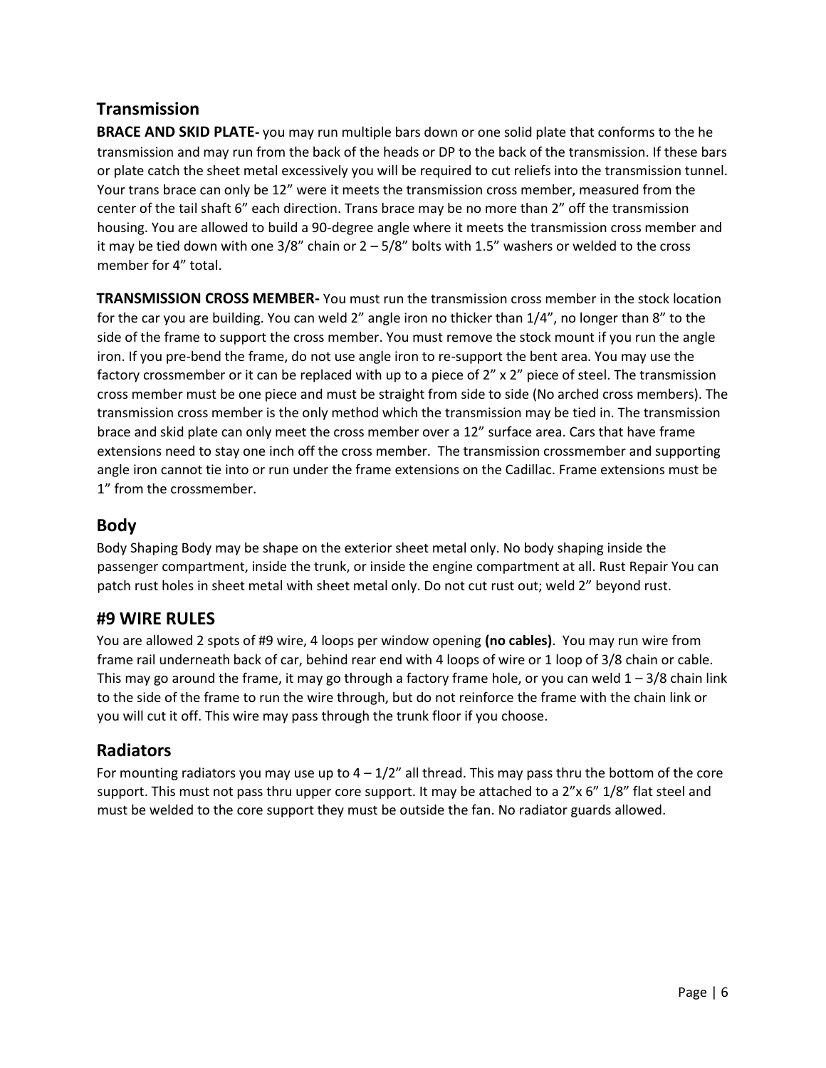## Transmission

**BRACE AND SKID PLATE-** you may run multiple bars down or one solid plate that conforms to the he transmission and may run from the back of the heads or DP to the back of the transmission. If these bars or plate catch the sheet metal excessively you will be required to cut reliefs into the transmission tunnel. Your trans brace can only be 12" were it meets the transmission cross member, measured from the center of the tail shaft 6" each direction. Trans brace may be no more than 2" off the transmission housing. You are allowed to build a 90-degree angle where it meets the transmission cross member and it may be tied down with one 3/8" chain or 2 – 5/8" bolts with 1.5" washers or welded to the cross member for 4" total.

**TRANSMISSION CROSS MEMBER-** You must run the transmission cross member in the stock location for the car you are building. You can weld 2" angle iron no thicker than 1/4", no longer than 8" to the side of the frame to support the cross member. You must remove the stock mount if you run the angle iron. If you pre-bend the frame, do not use angle iron to re-support the bent area. You may use the factory crossmember or it can be replaced with up to a piece of 2" x 2" piece of steel. The transmission cross member must be one piece and must be straight from side to side (No arched cross members). The transmission cross member is the only method which the transmission may be tied in. The transmission brace and skid plate can only meet the cross member over a 12" surface area. Cars that have frame extensions need to stay one inch off the cross member. The transmission crossmember and supporting angle iron cannot tie into or run under the frame extensions on the Cadillac. Frame extensions must be 1" from the crossmember.

## Body

Body Shaping Body may be shape on the exterior sheet metal only. No body shaping inside the passenger compartment, inside the trunk, or inside the engine compartment at all. Rust Repair You can patch rust holes in sheet metal with sheet metal only. Do not cut rust out; weld 2" beyond rust.

## #9 WIRE RULES

You are allowed 2 spots of #9 wire, 4 loops per window opening **(no cables)**. You may run wire from frame rail underneath back of car, behind rear end with 4 loops of wire or 1 loop of 3/8 chain or cable. This may go around the frame, it may go through a factory frame hole, or you can weld 1 – 3/8 chain link to the side of the frame to run the wire through, but do not reinforce the frame with the chain link or you will cut it off. This wire may pass through the trunk floor if you choose.

## Radiators

For mounting radiators you may use up to 4 – 1/2" all thread. This may pass thru the bottom of the core support. This must not pass thru upper core support. It may be attached to a 2"x 6" 1/8" flat steel and must be welded to the core support they must be outside the fan. No radiator guards allowed.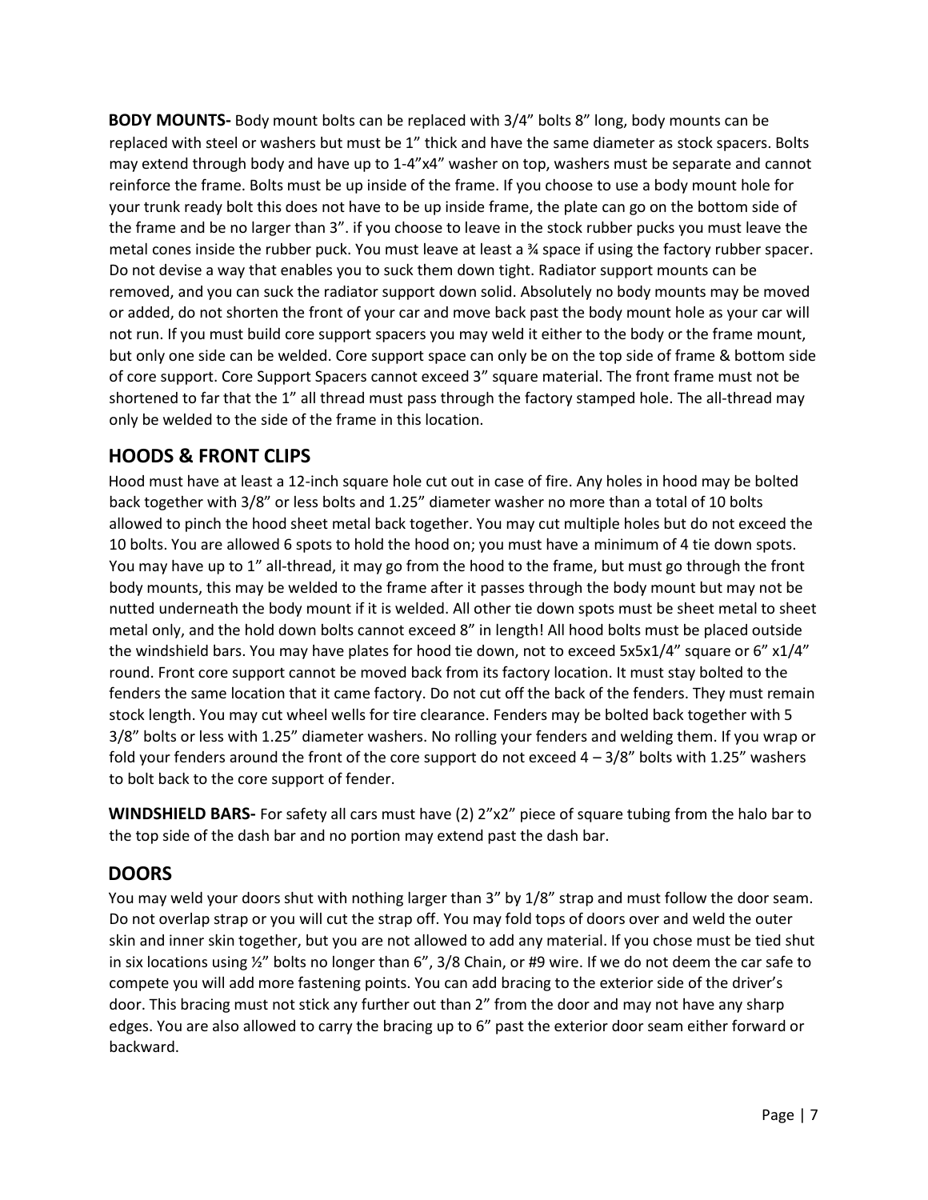**BODY MOUNTS-** Body mount bolts can be replaced with 3/4" bolts 8" long, body mounts can be replaced with steel or washers but must be 1" thick and have the same diameter as stock spacers. Bolts may extend through body and have up to 1-4"x4" washer on top, washers must be separate and cannot reinforce the frame. Bolts must be up inside of the frame. If you choose to use a body mount hole for your trunk ready bolt this does not have to be up inside frame, the plate can go on the bottom side of the frame and be no larger than 3". if you choose to leave in the stock rubber pucks you must leave the metal cones inside the rubber puck. You must leave at least a ¾ space if using the factory rubber spacer. Do not devise a way that enables you to suck them down tight. Radiator support mounts can be removed, and you can suck the radiator support down solid. Absolutely no body mounts may be moved or added, do not shorten the front of your car and move back past the body mount hole as your car will not run. If you must build core support spacers you may weld it either to the body or the frame mount, but only one side can be welded. Core support space can only be on the top side of frame & bottom side of core support. Core Support Spacers cannot exceed 3" square material. The front frame must not be shortened to far that the 1" all thread must pass through the factory stamped hole. The all-thread may only be welded to the side of the frame in this location.

## HOODS & FRONT CLIPS

Hood must have at least a 12-inch square hole cut out in case of fire. Any holes in hood may be bolted back together with 3/8" or less bolts and 1.25" diameter washer no more than a total of 10 bolts allowed to pinch the hood sheet metal back together. You may cut multiple holes but do not exceed the 10 bolts. You are allowed 6 spots to hold the hood on; you must have a minimum of 4 tie down spots. You may have up to 1" all-thread, it may go from the hood to the frame, but must go through the front body mounts, this may be welded to the frame after it passes through the body mount but may not be nutted underneath the body mount if it is welded. All other tie down spots must be sheet metal to sheet metal only, and the hold down bolts cannot exceed 8" in length! All hood bolts must be placed outside the windshield bars. You may have plates for hood tie down, not to exceed 5x5x1/4" square or 6" x1/4" round. Front core support cannot be moved back from its factory location. It must stay bolted to the fenders the same location that it came factory. Do not cut off the back of the fenders. They must remain stock length. You may cut wheel wells for tire clearance. Fenders may be bolted back together with 5 3/8" bolts or less with 1.25" diameter washers. No rolling your fenders and welding them. If you wrap or fold your fenders around the front of the core support do not exceed 4 – 3/8" bolts with 1.25" washers to bolt back to the core support of fender.

**WINDSHIELD BARS-** For safety all cars must have (2) 2"x2" piece of square tubing from the halo bar to the top side of the dash bar and no portion may extend past the dash bar.

## DOORS

You may weld your doors shut with nothing larger than 3" by 1/8" strap and must follow the door seam. Do not overlap strap or you will cut the strap off. You may fold tops of doors over and weld the outer skin and inner skin together, but you are not allowed to add any material. If you chose must be tied shut in six locations using ½" bolts no longer than 6", 3/8 Chain, or #9 wire. If we do not deem the car safe to compete you will add more fastening points. You can add bracing to the exterior side of the driver's door. This bracing must not stick any further out than 2" from the door and may not have any sharp edges. You are also allowed to carry the bracing up to 6" past the exterior door seam either forward or backward.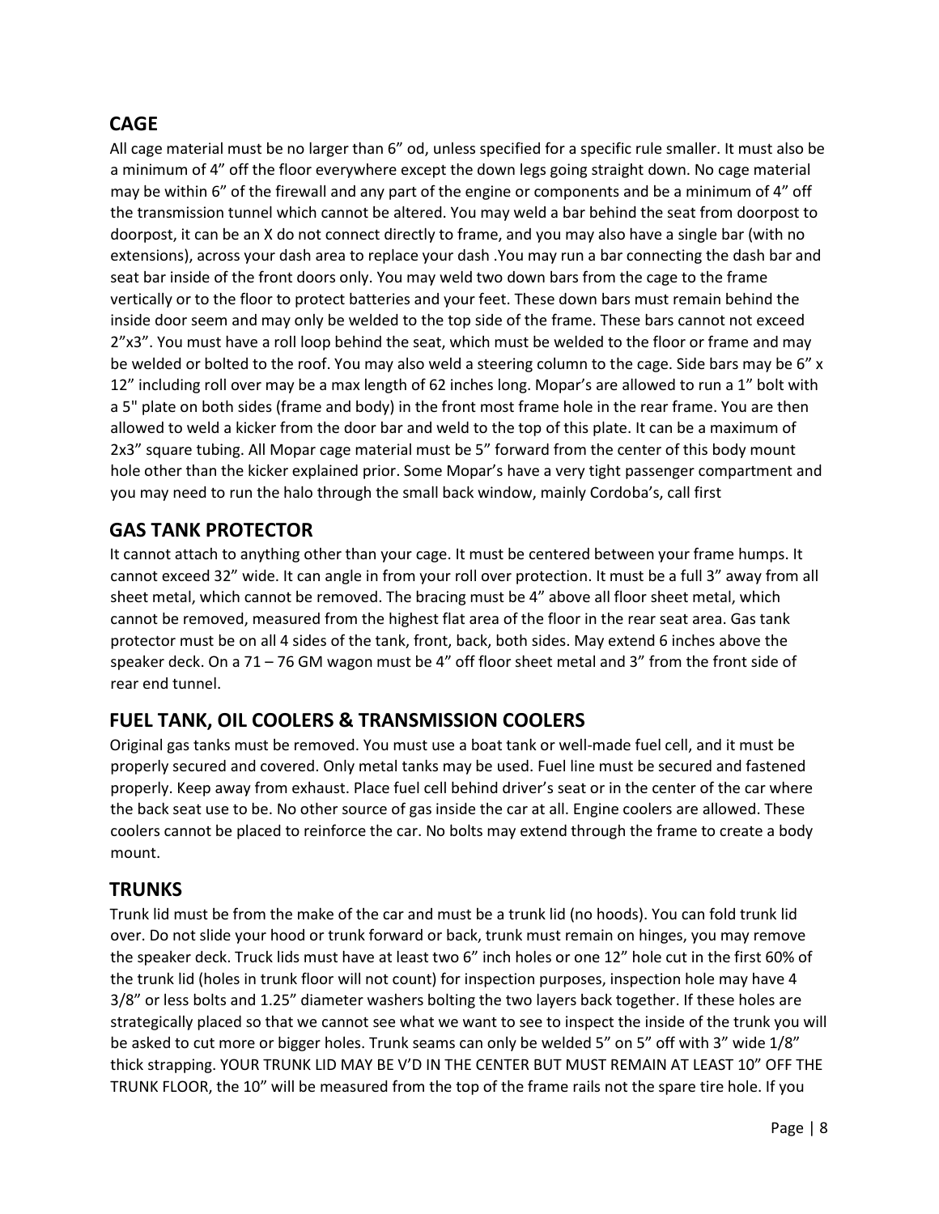## CAGE

All cage material must be no larger than 6" od, unless specified for a specific rule smaller. It must also be a minimum of 4" off the floor everywhere except the down legs going straight down. No cage material may be within 6" of the firewall and any part of the engine or components and be a minimum of 4" off the transmission tunnel which cannot be altered. You may weld a bar behind the seat from doorpost to doorpost, it can be an X do not connect directly to frame, and you may also have a single bar (with no extensions), across your dash area to replace your dash .You may run a bar connecting the dash bar and seat bar inside of the front doors only. You may weld two down bars from the cage to the frame vertically or to the floor to protect batteries and your feet. These down bars must remain behind the inside door seem and may only be welded to the top side of the frame. These bars cannot not exceed 2"x3". You must have a roll loop behind the seat, which must be welded to the floor or frame and may be welded or bolted to the roof. You may also weld a steering column to the cage. Side bars may be 6" x 12" including roll over may be a max length of 62 inches long. Mopar's are allowed to run a 1" bolt with a 5" plate on both sides (frame and body) in the front most frame hole in the rear frame. You are then allowed to weld a kicker from the door bar and weld to the top of this plate. It can be a maximum of 2x3" square tubing. All Mopar cage material must be 5" forward from the center of this body mount hole other than the kicker explained prior. Some Mopar's have a very tight passenger compartment and you may need to run the halo through the small back window, mainly Cordoba's, call first

## GAS TANK PROTECTOR

It cannot attach to anything other than your cage. It must be centered between your frame humps. It cannot exceed 32" wide. It can angle in from your roll over protection. It must be a full 3" away from all sheet metal, which cannot be removed. The bracing must be 4" above all floor sheet metal, which cannot be removed, measured from the highest flat area of the floor in the rear seat area. Gas tank protector must be on all 4 sides of the tank, front, back, both sides. May extend 6 inches above the speaker deck. On a 71 – 76 GM wagon must be 4" off floor sheet metal and 3" from the front side of rear end tunnel.

## FUEL TANK, OIL COOLERS & TRANSMISSION COOLERS

Original gas tanks must be removed. You must use a boat tank or well-made fuel cell, and it must be properly secured and covered. Only metal tanks may be used. Fuel line must be secured and fastened properly. Keep away from exhaust. Place fuel cell behind driver's seat or in the center of the car where the back seat use to be. No other source of gas inside the car at all. Engine coolers are allowed. These coolers cannot be placed to reinforce the car. No bolts may extend through the frame to create a body mount.

## TRUNKS

Trunk lid must be from the make of the car and must be a trunk lid (no hoods). You can fold trunk lid over. Do not slide your hood or trunk forward or back, trunk must remain on hinges, you may remove the speaker deck. Truck lids must have at least two 6" inch holes or one 12" hole cut in the first 60% of the trunk lid (holes in trunk floor will not count) for inspection purposes, inspection hole may have 4 3/8" or less bolts and 1.25" diameter washers bolting the two layers back together. If these holes are strategically placed so that we cannot see what we want to see to inspect the inside of the trunk you will be asked to cut more or bigger holes. Trunk seams can only be welded 5" on 5" off with 3" wide 1/8" thick strapping. YOUR TRUNK LID MAY BE V'D IN THE CENTER BUT MUST REMAIN AT LEAST 10" OFF THE TRUNK FLOOR, the 10" will be measured from the top of the frame rails not the spare tire hole. If you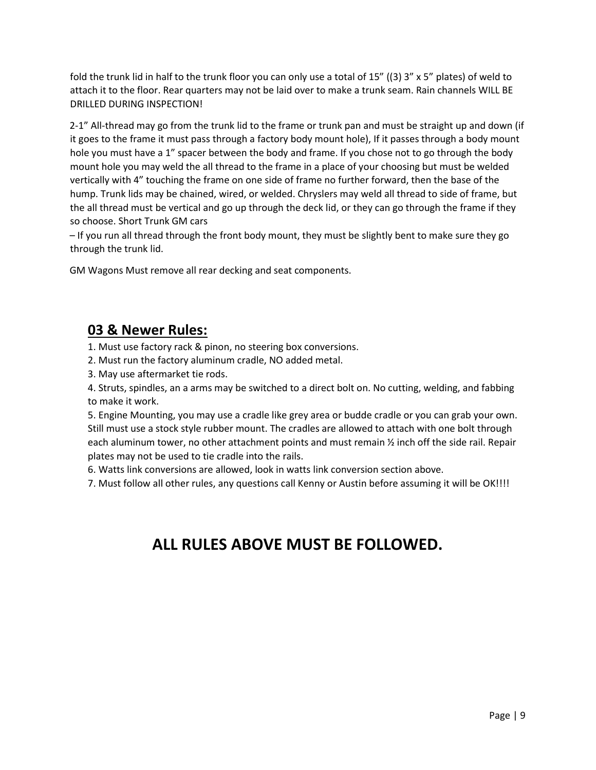fold the trunk lid in half to the trunk floor you can only use a total of 15" ((3) 3" x 5" plates) of weld to attach it to the floor. Rear quarters may not be laid over to make a trunk seam. Rain channels WILL BE DRILLED DURING INSPECTION!

2-1" All-thread may go from the trunk lid to the frame or trunk pan and must be straight up and down (if it goes to the frame it must pass through a factory body mount hole), If it passes through a body mount hole you must have a 1" spacer between the body and frame. If you chose not to go through the body mount hole you may weld the all thread to the frame in a place of your choosing but must be welded vertically with 4" touching the frame on one side of frame no further forward, then the base of the hump. Trunk lids may be chained, wired, or welded. Chryslers may weld all thread to side of frame, but the all thread must be vertical and go up through the deck lid, or they can go through the frame if they so choose. Short Trunk GM cars
– If you run all thread through the front body mount, they must be slightly bent to make sure they go through the trunk lid.

GM Wagons Must remove all rear decking and seat components.

## 03 & Newer Rules:

1. Must use factory rack & pinon, no steering box conversions.
2. Must run the factory aluminum cradle, NO added metal.
3. May use aftermarket tie rods.
4. Struts, spindles, an a arms may be switched to a direct bolt on. No cutting, welding, and fabbing to make it work.
5. Engine Mounting, you may use a cradle like grey area or budde cradle or you can grab your own. Still must use a stock style rubber mount. The cradles are allowed to attach with one bolt through each aluminum tower, no other attachment points and must remain ½ inch off the side rail. Repair plates may not be used to tie cradle into the rails.
6. Watts link conversions are allowed, look in watts link conversion section above.
7. Must follow all other rules, any questions call Kenny or Austin before assuming it will be OK!!!!

# ALL RULES ABOVE MUST BE FOLLOWED.